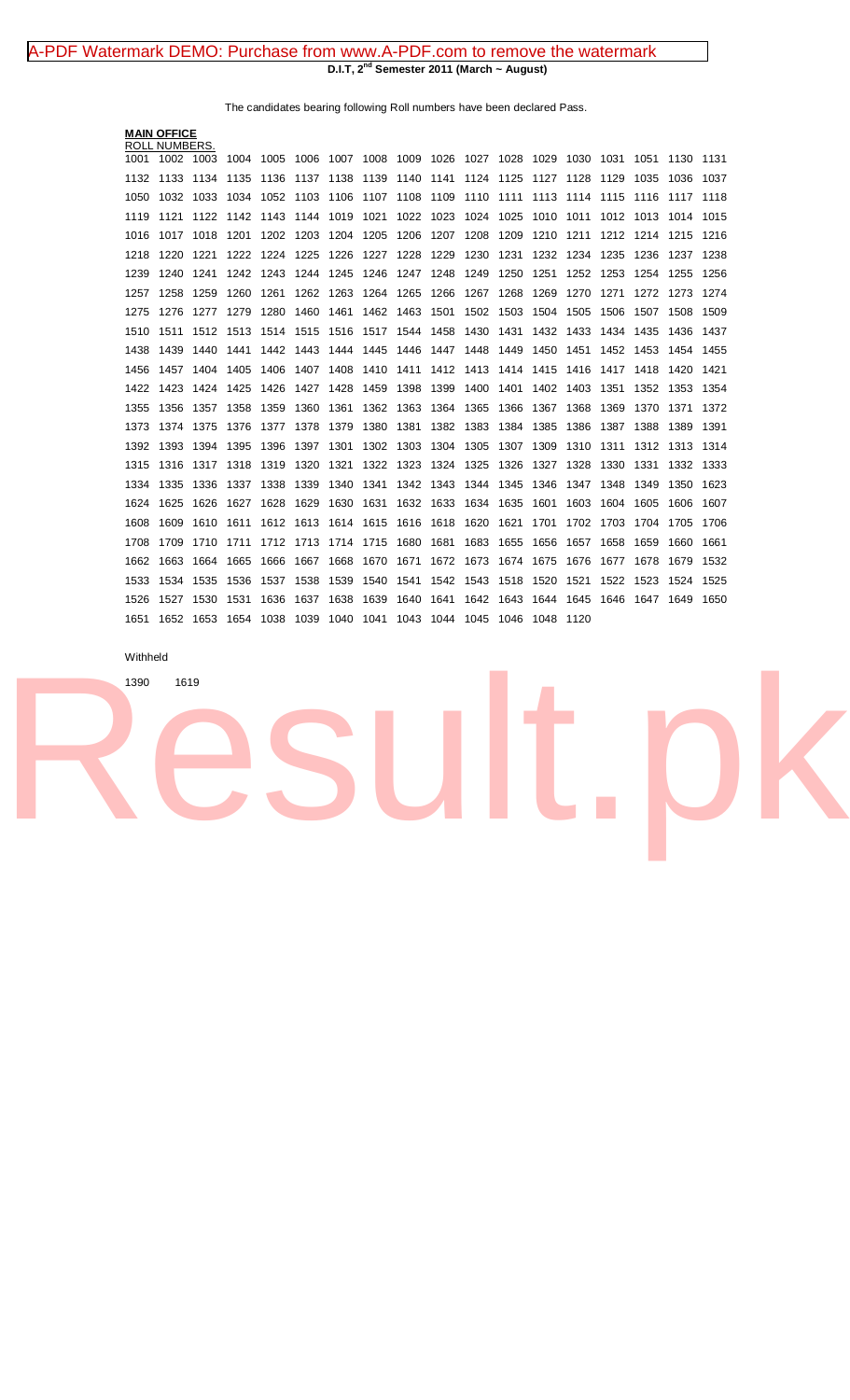**D.I.T, 2nd Semester 2011 (March ~ August)**

The candidates bearing following Roll numbers have been declared Pass.

**MAIN OFFICE**

ROLL NUMBERS.

| | | | | | | | | | | | | | | | | | |
|---|---|---|---|---|---|---|---|---|---|---|---|---|---|---|---|---|---|
| 1001 | 1002 | 1003 | 1004 | 1005 | 1006 | 1007 | 1008 | 1009 | 1026 | 1027 | 1028 | 1029 | 1030 | 1031 | 1051 | 1130 | 1131 |
| 1132 | 1133 | 1134 | 1135 | 1136 | 1137 | 1138 | 1139 | 1140 | 1141 | 1124 | 1125 | 1127 | 1128 | 1129 | 1035 | 1036 | 1037 |
| 1050 | 1032 | 1033 | 1034 | 1052 | 1103 | 1106 | 1107 | 1108 | 1109 | 1110 | 1111 | 1113 | 1114 | 1115 | 1116 | 1117 | 1118 |
| 1119 | 1121 | 1122 | 1142 | 1143 | 1144 | 1019 | 1021 | 1022 | 1023 | 1024 | 1025 | 1010 | 1011 | 1012 | 1013 | 1014 | 1015 |
| 1016 | 1017 | 1018 | 1201 | 1202 | 1203 | 1204 | 1205 | 1206 | 1207 | 1208 | 1209 | 1210 | 1211 | 1212 | 1214 | 1215 | 1216 |
| 1218 | 1220 | 1221 | 1222 | 1224 | 1225 | 1226 | 1227 | 1228 | 1229 | 1230 | 1231 | 1232 | 1234 | 1235 | 1236 | 1237 | 1238 |
| 1239 | 1240 | 1241 | 1242 | 1243 | 1244 | 1245 | 1246 | 1247 | 1248 | 1249 | 1250 | 1251 | 1252 | 1253 | 1254 | 1255 | 1256 |
| 1257 | 1258 | 1259 | 1260 | 1261 | 1262 | 1263 | 1264 | 1265 | 1266 | 1267 | 1268 | 1269 | 1270 | 1271 | 1272 | 1273 | 1274 |
| 1275 | 1276 | 1277 | 1279 | 1280 | 1460 | 1461 | 1462 | 1463 | 1501 | 1502 | 1503 | 1504 | 1505 | 1506 | 1507 | 1508 | 1509 |
| 1510 | 1511 | 1512 | 1513 | 1514 | 1515 | 1516 | 1517 | 1544 | 1458 | 1430 | 1431 | 1432 | 1433 | 1434 | 1435 | 1436 | 1437 |
| 1438 | 1439 | 1440 | 1441 | 1442 | 1443 | 1444 | 1445 | 1446 | 1447 | 1448 | 1449 | 1450 | 1451 | 1452 | 1453 | 1454 | 1455 |
| 1456 | 1457 | 1404 | 1405 | 1406 | 1407 | 1408 | 1410 | 1411 | 1412 | 1413 | 1414 | 1415 | 1416 | 1417 | 1418 | 1420 | 1421 |
| 1422 | 1423 | 1424 | 1425 | 1426 | 1427 | 1428 | 1459 | 1398 | 1399 | 1400 | 1401 | 1402 | 1403 | 1351 | 1352 | 1353 | 1354 |
| 1355 | 1356 | 1357 | 1358 | 1359 | 1360 | 1361 | 1362 | 1363 | 1364 | 1365 | 1366 | 1367 | 1368 | 1369 | 1370 | 1371 | 1372 |
| 1373 | 1374 | 1375 | 1376 | 1377 | 1378 | 1379 | 1380 | 1381 | 1382 | 1383 | 1384 | 1385 | 1386 | 1387 | 1388 | 1389 | 1391 |
| 1392 | 1393 | 1394 | 1395 | 1396 | 1397 | 1301 | 1302 | 1303 | 1304 | 1305 | 1307 | 1309 | 1310 | 1311 | 1312 | 1313 | 1314 |
| 1315 | 1316 | 1317 | 1318 | 1319 | 1320 | 1321 | 1322 | 1323 | 1324 | 1325 | 1326 | 1327 | 1328 | 1330 | 1331 | 1332 | 1333 |
| 1334 | 1335 | 1336 | 1337 | 1338 | 1339 | 1340 | 1341 | 1342 | 1343 | 1344 | 1345 | 1346 | 1347 | 1348 | 1349 | 1350 | 1623 |
| 1624 | 1625 | 1626 | 1627 | 1628 | 1629 | 1630 | 1631 | 1632 | 1633 | 1634 | 1635 | 1601 | 1603 | 1604 | 1605 | 1606 | 1607 |
| 1608 | 1609 | 1610 | 1611 | 1612 | 1613 | 1614 | 1615 | 1616 | 1618 | 1620 | 1621 | 1701 | 1702 | 1703 | 1704 | 1705 | 1706 |
| 1708 | 1709 | 1710 | 1711 | 1712 | 1713 | 1714 | 1715 | 1680 | 1681 | 1683 | 1655 | 1656 | 1657 | 1658 | 1659 | 1660 | 1661 |
| 1662 | 1663 | 1664 | 1665 | 1666 | 1667 | 1668 | 1670 | 1671 | 1672 | 1673 | 1674 | 1675 | 1676 | 1677 | 1678 | 1679 | 1532 |
| 1533 | 1534 | 1535 | 1536 | 1537 | 1538 | 1539 | 1540 | 1541 | 1542 | 1543 | 1518 | 1520 | 1521 | 1522 | 1523 | 1524 | 1525 |
| 1526 | 1527 | 1530 | 1531 | 1636 | 1637 | 1638 | 1639 | 1640 | 1641 | 1642 | 1643 | 1644 | 1645 | 1646 | 1647 | 1649 | 1650 |
| 1651 | 1652 | 1653 | 1654 | 1038 | 1039 | 1040 | 1041 | 1043 | 1044 | 1045 | 1046 | 1048 | 1120 | | | | |

Withheld

1390 1619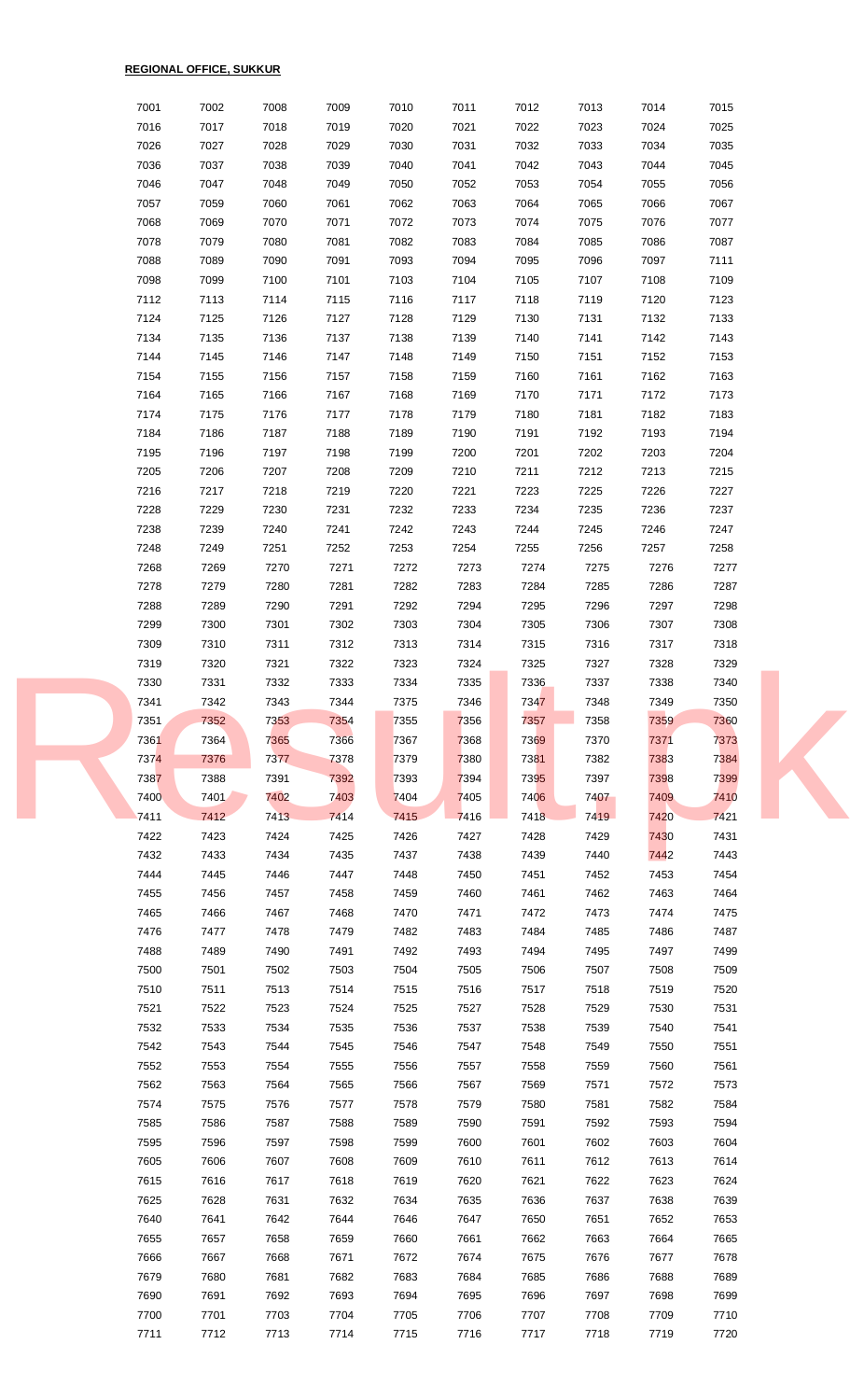**REGIONAL OFFICE, SUKKUR**

| | | | | | | | | | |
|---|---|---|---|---|---|---|---|---|---|
| 7001 | 7002 | 7008 | 7009 | 7010 | 7011 | 7012 | 7013 | 7014 | 7015 |
| 7016 | 7017 | 7018 | 7019 | 7020 | 7021 | 7022 | 7023 | 7024 | 7025 |
| 7026 | 7027 | 7028 | 7029 | 7030 | 7031 | 7032 | 7033 | 7034 | 7035 |
| 7036 | 7037 | 7038 | 7039 | 7040 | 7041 | 7042 | 7043 | 7044 | 7045 |
| 7046 | 7047 | 7048 | 7049 | 7050 | 7052 | 7053 | 7054 | 7055 | 7056 |
| 7057 | 7059 | 7060 | 7061 | 7062 | 7063 | 7064 | 7065 | 7066 | 7067 |
| 7068 | 7069 | 7070 | 7071 | 7072 | 7073 | 7074 | 7075 | 7076 | 7077 |
| 7078 | 7079 | 7080 | 7081 | 7082 | 7083 | 7084 | 7085 | 7086 | 7087 |
| 7088 | 7089 | 7090 | 7091 | 7093 | 7094 | 7095 | 7096 | 7097 | 7111 |
| 7098 | 7099 | 7100 | 7101 | 7103 | 7104 | 7105 | 7107 | 7108 | 7109 |
| 7112 | 7113 | 7114 | 7115 | 7116 | 7117 | 7118 | 7119 | 7120 | 7123 |
| 7124 | 7125 | 7126 | 7127 | 7128 | 7129 | 7130 | 7131 | 7132 | 7133 |
| 7134 | 7135 | 7136 | 7137 | 7138 | 7139 | 7140 | 7141 | 7142 | 7143 |
| 7144 | 7145 | 7146 | 7147 | 7148 | 7149 | 7150 | 7151 | 7152 | 7153 |
| 7154 | 7155 | 7156 | 7157 | 7158 | 7159 | 7160 | 7161 | 7162 | 7163 |
| 7164 | 7165 | 7166 | 7167 | 7168 | 7169 | 7170 | 7171 | 7172 | 7173 |
| 7174 | 7175 | 7176 | 7177 | 7178 | 7179 | 7180 | 7181 | 7182 | 7183 |
| 7184 | 7186 | 7187 | 7188 | 7189 | 7190 | 7191 | 7192 | 7193 | 7194 |
| 7195 | 7196 | 7197 | 7198 | 7199 | 7200 | 7201 | 7202 | 7203 | 7204 |
| 7205 | 7206 | 7207 | 7208 | 7209 | 7210 | 7211 | 7212 | 7213 | 7215 |
| 7216 | 7217 | 7218 | 7219 | 7220 | 7221 | 7223 | 7225 | 7226 | 7227 |
| 7228 | 7229 | 7230 | 7231 | 7232 | 7233 | 7234 | 7235 | 7236 | 7237 |
| 7238 | 7239 | 7240 | 7241 | 7242 | 7243 | 7244 | 7245 | 7246 | 7247 |
| 7248 | 7249 | 7251 | 7252 | 7253 | 7254 | 7255 | 7256 | 7257 | 7258 |
| 7268 | 7269 | 7270 | 7271 | 7272 | 7273 | 7274 | 7275 | 7276 | 7277 |
| 7278 | 7279 | 7280 | 7281 | 7282 | 7283 | 7284 | 7285 | 7286 | 7287 |
| 7288 | 7289 | 7290 | 7291 | 7292 | 7294 | 7295 | 7296 | 7297 | 7298 |
| 7299 | 7300 | 7301 | 7302 | 7303 | 7304 | 7305 | 7306 | 7307 | 7308 |
| 7309 | 7310 | 7311 | 7312 | 7313 | 7314 | 7315 | 7316 | 7317 | 7318 |
| 7319 | 7320 | 7321 | 7322 | 7323 | 7324 | 7325 | 7327 | 7328 | 7329 |
| 7330 | 7331 | 7332 | 7333 | 7334 | 7335 | 7336 | 7337 | 7338 | 7340 |
| 7341 | 7342 | 7343 | 7344 | 7375 | 7346 | 7347 | 7348 | 7349 | 7350 |
| 7351 | 7352 | 7353 | 7354 | 7355 | 7356 | 7357 | 7358 | 7359 | 7360 |
| 7361 | 7364 | 7365 | 7366 | 7367 | 7368 | 7369 | 7370 | 7371 | 7373 |
| 7374 | 7376 | 7377 | 7378 | 7379 | 7380 | 7381 | 7382 | 7383 | 7384 |
| 7387 | 7388 | 7391 | 7392 | 7393 | 7394 | 7395 | 7397 | 7398 | 7399 |
| 7400 | 7401 | 7402 | 7403 | 7404 | 7405 | 7406 | 7407 | 7409 | 7410 |
| 7411 | 7412 | 7413 | 7414 | 7415 | 7416 | 7418 | 7419 | 7420 | 7421 |
| 7422 | 7423 | 7424 | 7425 | 7426 | 7427 | 7428 | 7429 | 7430 | 7431 |
| 7432 | 7433 | 7434 | 7435 | 7437 | 7438 | 7439 | 7440 | 7442 | 7443 |
| 7444 | 7445 | 7446 | 7447 | 7448 | 7450 | 7451 | 7452 | 7453 | 7454 |
| 7455 | 7456 | 7457 | 7458 | 7459 | 7460 | 7461 | 7462 | 7463 | 7464 |
| 7465 | 7466 | 7467 | 7468 | 7470 | 7471 | 7472 | 7473 | 7474 | 7475 |
| 7476 | 7477 | 7478 | 7479 | 7482 | 7483 | 7484 | 7485 | 7486 | 7487 |
| 7488 | 7489 | 7490 | 7491 | 7492 | 7493 | 7494 | 7495 | 7497 | 7499 |
| 7500 | 7501 | 7502 | 7503 | 7504 | 7505 | 7506 | 7507 | 7508 | 7509 |
| 7510 | 7511 | 7513 | 7514 | 7515 | 7516 | 7517 | 7518 | 7519 | 7520 |
| 7521 | 7522 | 7523 | 7524 | 7525 | 7527 | 7528 | 7529 | 7530 | 7531 |
| 7532 | 7533 | 7534 | 7535 | 7536 | 7537 | 7538 | 7539 | 7540 | 7541 |
| 7542 | 7543 | 7544 | 7545 | 7546 | 7547 | 7548 | 7549 | 7550 | 7551 |
| 7552 | 7553 | 7554 | 7555 | 7556 | 7557 | 7558 | 7559 | 7560 | 7561 |
| 7562 | 7563 | 7564 | 7565 | 7566 | 7567 | 7569 | 7571 | 7572 | 7573 |
| 7574 | 7575 | 7576 | 7577 | 7578 | 7579 | 7580 | 7581 | 7582 | 7584 |
| 7585 | 7586 | 7587 | 7588 | 7589 | 7590 | 7591 | 7592 | 7593 | 7594 |
| 7595 | 7596 | 7597 | 7598 | 7599 | 7600 | 7601 | 7602 | 7603 | 7604 |
| 7605 | 7606 | 7607 | 7608 | 7609 | 7610 | 7611 | 7612 | 7613 | 7614 |
| 7615 | 7616 | 7617 | 7618 | 7619 | 7620 | 7621 | 7622 | 7623 | 7624 |
| 7625 | 7628 | 7631 | 7632 | 7634 | 7635 | 7636 | 7637 | 7638 | 7639 |
| 7640 | 7641 | 7642 | 7644 | 7646 | 7647 | 7650 | 7651 | 7652 | 7653 |
| 7655 | 7657 | 7658 | 7659 | 7660 | 7661 | 7662 | 7663 | 7664 | 7665 |
| 7666 | 7667 | 7668 | 7671 | 7672 | 7674 | 7675 | 7676 | 7677 | 7678 |
| 7679 | 7680 | 7681 | 7682 | 7683 | 7684 | 7685 | 7686 | 7688 | 7689 |
| 7690 | 7691 | 7692 | 7693 | 7694 | 7695 | 7696 | 7697 | 7698 | 7699 |
| 7700 | 7701 | 7703 | 7704 | 7705 | 7706 | 7707 | 7708 | 7709 | 7710 |
| 7711 | 7712 | 7713 | 7714 | 7715 | 7716 | 7717 | 7718 | 7719 | 7720 |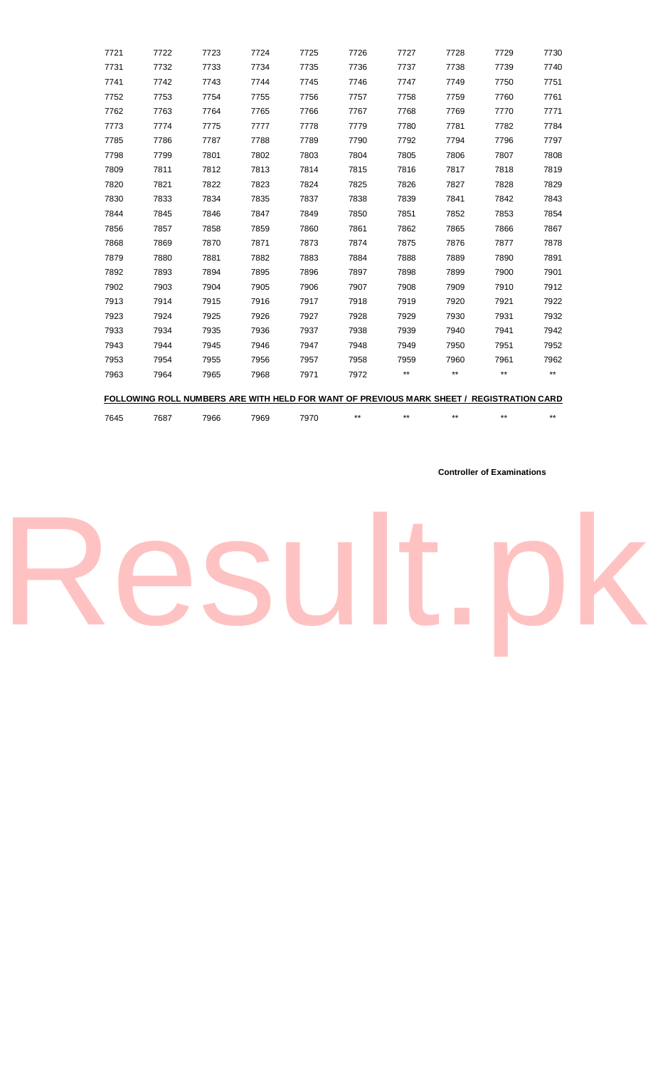| | | | | | | | | | |
|---|---|---|---|---|---|---|---|---|---|
| 7721 | 7722 | 7723 | 7724 | 7725 | 7726 | 7727 | 7728 | 7729 | 7730 |
| 7731 | 7732 | 7733 | 7734 | 7735 | 7736 | 7737 | 7738 | 7739 | 7740 |
| 7741 | 7742 | 7743 | 7744 | 7745 | 7746 | 7747 | 7749 | 7750 | 7751 |
| 7752 | 7753 | 7754 | 7755 | 7756 | 7757 | 7758 | 7759 | 7760 | 7761 |
| 7762 | 7763 | 7764 | 7765 | 7766 | 7767 | 7768 | 7769 | 7770 | 7771 |
| 7773 | 7774 | 7775 | 7777 | 7778 | 7779 | 7780 | 7781 | 7782 | 7784 |
| 7785 | 7786 | 7787 | 7788 | 7789 | 7790 | 7792 | 7794 | 7796 | 7797 |
| 7798 | 7799 | 7801 | 7802 | 7803 | 7804 | 7805 | 7806 | 7807 | 7808 |
| 7809 | 7811 | 7812 | 7813 | 7814 | 7815 | 7816 | 7817 | 7818 | 7819 |
| 7820 | 7821 | 7822 | 7823 | 7824 | 7825 | 7826 | 7827 | 7828 | 7829 |
| 7830 | 7833 | 7834 | 7835 | 7837 | 7838 | 7839 | 7841 | 7842 | 7843 |
| 7844 | 7845 | 7846 | 7847 | 7849 | 7850 | 7851 | 7852 | 7853 | 7854 |
| 7856 | 7857 | 7858 | 7859 | 7860 | 7861 | 7862 | 7865 | 7866 | 7867 |
| 7868 | 7869 | 7870 | 7871 | 7873 | 7874 | 7875 | 7876 | 7877 | 7878 |
| 7879 | 7880 | 7881 | 7882 | 7883 | 7884 | 7888 | 7889 | 7890 | 7891 |
| 7892 | 7893 | 7894 | 7895 | 7896 | 7897 | 7898 | 7899 | 7900 | 7901 |
| 7902 | 7903 | 7904 | 7905 | 7906 | 7907 | 7908 | 7909 | 7910 | 7912 |
| 7913 | 7914 | 7915 | 7916 | 7917 | 7918 | 7919 | 7920 | 7921 | 7922 |
| 7923 | 7924 | 7925 | 7926 | 7927 | 7928 | 7929 | 7930 | 7931 | 7932 |
| 7933 | 7934 | 7935 | 7936 | 7937 | 7938 | 7939 | 7940 | 7941 | 7942 |
| 7943 | 7944 | 7945 | 7946 | 7947 | 7948 | 7949 | 7950 | 7951 | 7952 |
| 7953 | 7954 | 7955 | 7956 | 7957 | 7958 | 7959 | 7960 | 7961 | 7962 |
| 7963 | 7964 | 7965 | 7968 | 7971 | 7972 | ** | ** | ** | ** |

**FOLLOWING ROLL NUMBERS ARE WITH HELD FOR WANT OF PREVIOUS MARK SHEET / REGISTRATION CARD**

| | | | | | | | | | |
|---|---|---|---|---|---|---|---|---|---|
| 7645 | 7687 | 7966 | 7969 | 7970 | ** | ** | ** | ** | ** |

**Controller of Examinations**

Result.pk